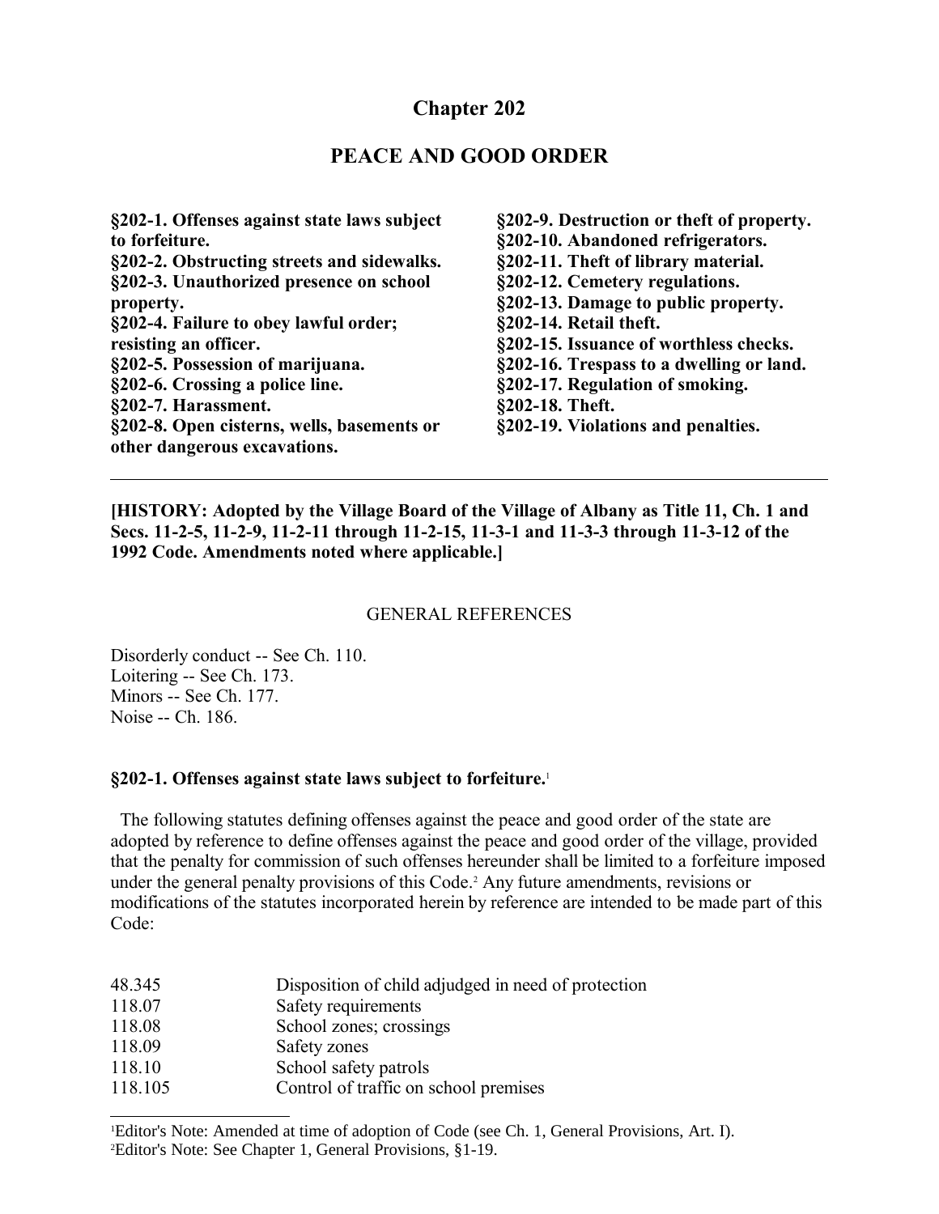# Chapter 202

## PEACE AND GOOD ORDER

**§202-1. Offenses against state laws subject to forfeiture.**
**§202-2. Obstructing streets and sidewalks.**
**§202-3. Unauthorized presence on school property.**
**§202-4. Failure to obey lawful order; resisting an officer.**
**§202-5. Possession of marijuana.**
**§202-6. Crossing a police line.**
**§202-7. Harassment.**
**§202-8. Open cisterns, wells, basements or other dangerous excavations.**
**§202-9. Destruction or theft of property.**
**§202-10. Abandoned refrigerators.**
**§202-11. Theft of library material.**
**§202-12. Cemetery regulations.**
**§202-13. Damage to public property.**
**§202-14. Retail theft.**
**§202-15. Issuance of worthless checks.**
**§202-16. Trespass to a dwelling or land.**
**§202-17. Regulation of smoking.**
**§202-18. Theft.**
**§202-19. Violations and penalties.**

---

**[HISTORY: Adopted by the Village Board of the Village of Albany as Title 11, Ch. 1 and Secs. 11-2-5, 11-2-9, 11-2-11 through 11-2-15, 11-3-1 and 11-3-3 through 11-3-12 of the 1992 Code. Amendments noted where applicable.]**

GENERAL REFERENCES

Disorderly conduct -- See Ch. 110.
Loitering -- See Ch. 173.
Minors -- See Ch. 177.
Noise -- Ch. 186.

### §202-1. Offenses against state laws subject to forfeiture.[1]

The following statutes defining offenses against the peace and good order of the state are adopted by reference to define offenses against the peace and good order of the village, provided that the penalty for commission of such offenses hereunder shall be limited to a forfeiture imposed under the general penalty provisions of this Code.[2] Any future amendments, revisions or modifications of the statutes incorporated herein by reference are intended to be made part of this Code:

| | |
|---|---|
| 48.345 | Disposition of child adjudged in need of protection |
| 118.07 | Safety requirements |
| 118.08 | School zones; crossings |
| 118.09 | Safety zones |
| 118.10 | School safety patrols |
| 118.105 | Control of traffic on school premises |

[1] Editor's Note: Amended at time of adoption of Code (see Ch. 1, General Provisions, Art. I).
[2] Editor's Note: See Chapter 1, General Provisions, §1-19.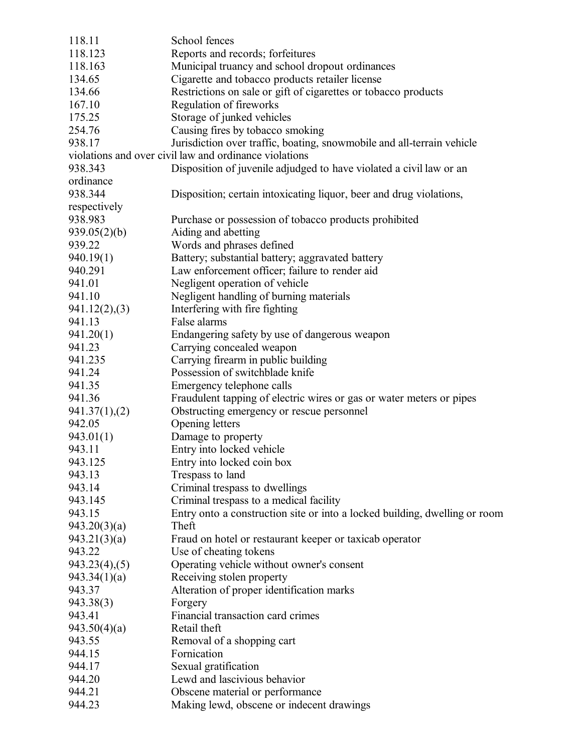| | |
|---|---|
| 118.11 | School fences |
| 118.123 | Reports and records; forfeitures |
| 118.163 | Municipal truancy and school dropout ordinances |
| 134.65 | Cigarette and tobacco products retailer license |
| 134.66 | Restrictions on sale or gift of cigarettes or tobacco products |
| 167.10 | Regulation of fireworks |
| 175.25 | Storage of junked vehicles |
| 254.76 | Causing fires by tobacco smoking |
| 938.17 | Jurisdiction over traffic, boating, snowmobile and all-terrain vehicle violations and over civil law and ordinance violations |
| 938.343 | Disposition of juvenile adjudged to have violated a civil law or an ordinance |
| 938.344 | Disposition; certain intoxicating liquor, beer and drug violations, respectively |
| 938.983 | Purchase or possession of tobacco products prohibited |
| 939.05(2)(b) | Aiding and abetting |
| 939.22 | Words and phrases defined |
| 940.19(1) | Battery; substantial battery; aggravated battery |
| 940.291 | Law enforcement officer; failure to render aid |
| 941.01 | Negligent operation of vehicle |
| 941.10 | Negligent handling of burning materials |
| 941.12(2),(3) | Interfering with fire fighting |
| 941.13 | False alarms |
| 941.20(1) | Endangering safety by use of dangerous weapon |
| 941.23 | Carrying concealed weapon |
| 941.235 | Carrying firearm in public building |
| 941.24 | Possession of switchblade knife |
| 941.35 | Emergency telephone calls |
| 941.36 | Fraudulent tapping of electric wires or gas or water meters or pipes |
| 941.37(1),(2) | Obstructing emergency or rescue personnel |
| 942.05 | Opening letters |
| 943.01(1) | Damage to property |
| 943.11 | Entry into locked vehicle |
| 943.125 | Entry into locked coin box |
| 943.13 | Trespass to land |
| 943.14 | Criminal trespass to dwellings |
| 943.145 | Criminal trespass to a medical facility |
| 943.15 | Entry onto a construction site or into a locked building, dwelling or room |
| 943.20(3)(a) | Theft |
| 943.21(3)(a) | Fraud on hotel or restaurant keeper or taxicab operator |
| 943.22 | Use of cheating tokens |
| 943.23(4),(5) | Operating vehicle without owner's consent |
| 943.34(1)(a) | Receiving stolen property |
| 943.37 | Alteration of proper identification marks |
| 943.38(3) | Forgery |
| 943.41 | Financial transaction card crimes |
| 943.50(4)(a) | Retail theft |
| 943.55 | Removal of a shopping cart |
| 944.15 | Fornication |
| 944.17 | Sexual gratification |
| 944.20 | Lewd and lascivious behavior |
| 944.21 | Obscene material or performance |
| 944.23 | Making lewd, obscene or indecent drawings |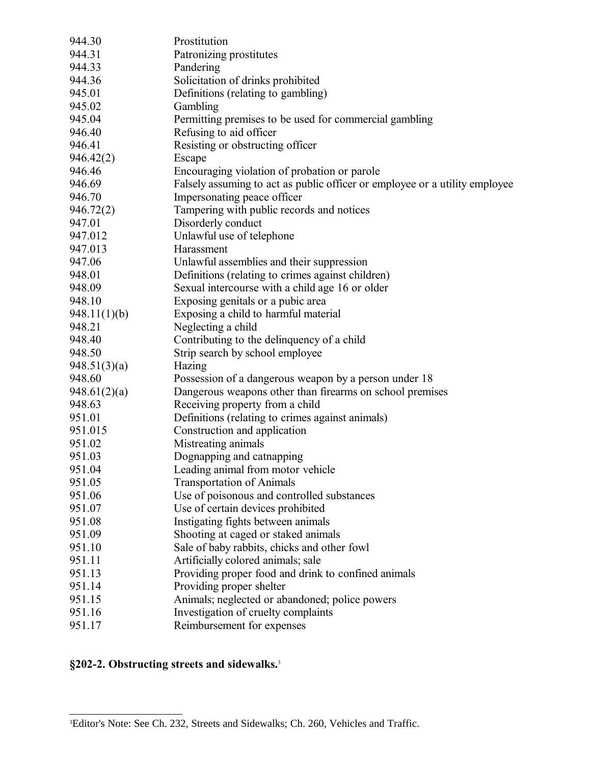| | |
|---|---|
| 944.30 | Prostitution |
| 944.31 | Patronizing prostitutes |
| 944.33 | Pandering |
| 944.36 | Solicitation of drinks prohibited |
| 945.01 | Definitions (relating to gambling) |
| 945.02 | Gambling |
| 945.04 | Permitting premises to be used for commercial gambling |
| 946.40 | Refusing to aid officer |
| 946.41 | Resisting or obstructing officer |
| 946.42(2) | Escape |
| 946.46 | Encouraging violation of probation or parole |
| 946.69 | Falsely assuming to act as public officer or employee or a utility employee |
| 946.70 | Impersonating peace officer |
| 946.72(2) | Tampering with public records and notices |
| 947.01 | Disorderly conduct |
| 947.012 | Unlawful use of telephone |
| 947.013 | Harassment |
| 947.06 | Unlawful assemblies and their suppression |
| 948.01 | Definitions (relating to crimes against children) |
| 948.09 | Sexual intercourse with a child age 16 or older |
| 948.10 | Exposing genitals or a pubic area |
| 948.11(1)(b) | Exposing a child to harmful material |
| 948.21 | Neglecting a child |
| 948.40 | Contributing to the delinquency of a child |
| 948.50 | Strip search by school employee |
| 948.51(3)(a) | Hazing |
| 948.60 | Possession of a dangerous weapon by a person under 18 |
| 948.61(2)(a) | Dangerous weapons other than firearms on school premises |
| 948.63 | Receiving property from a child |
| 951.01 | Definitions (relating to crimes against animals) |
| 951.015 | Construction and application |
| 951.02 | Mistreating animals |
| 951.03 | Dognapping and catnapping |
| 951.04 | Leading animal from motor vehicle |
| 951.05 | Transportation of Animals |
| 951.06 | Use of poisonous and controlled substances |
| 951.07 | Use of certain devices prohibited |
| 951.08 | Instigating fights between animals |
| 951.09 | Shooting at caged or staked animals |
| 951.10 | Sale of baby rabbits, chicks and other fowl |
| 951.11 | Artificially colored animals; sale |
| 951.13 | Providing proper food and drink to confined animals |
| 951.14 | Providing proper shelter |
| 951.15 | Animals; neglected or abandoned; police powers |
| 951.16 | Investigation of cruelty complaints |
| 951.17 | Reimbursement for expenses |

## §202-2. Obstructing streets and sidewalks.[3]

[3]Editor's Note: See Ch. 232, Streets and Sidewalks; Ch. 260, Vehicles and Traffic.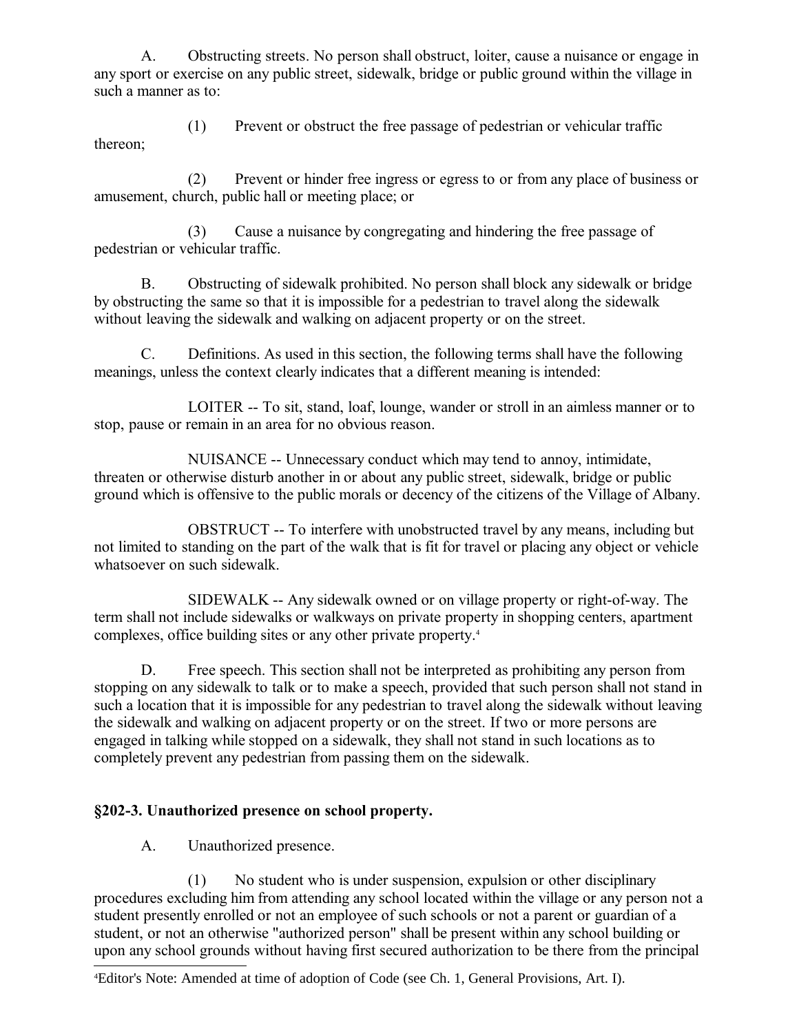A. Obstructing streets. No person shall obstruct, loiter, cause a nuisance or engage in any sport or exercise on any public street, sidewalk, bridge or public ground within the village in such a manner as to:

(1) Prevent or obstruct the free passage of pedestrian or vehicular traffic thereon;

(2) Prevent or hinder free ingress or egress to or from any place of business or amusement, church, public hall or meeting place; or

(3) Cause a nuisance by congregating and hindering the free passage of pedestrian or vehicular traffic.

B. Obstructing of sidewalk prohibited. No person shall block any sidewalk or bridge by obstructing the same so that it is impossible for a pedestrian to travel along the sidewalk without leaving the sidewalk and walking on adjacent property or on the street.

C. Definitions. As used in this section, the following terms shall have the following meanings, unless the context clearly indicates that a different meaning is intended:

LOITER -- To sit, stand, loaf, lounge, wander or stroll in an aimless manner or to stop, pause or remain in an area for no obvious reason.

NUISANCE -- Unnecessary conduct which may tend to annoy, intimidate, threaten or otherwise disturb another in or about any public street, sidewalk, bridge or public ground which is offensive to the public morals or decency of the citizens of the Village of Albany.

OBSTRUCT -- To interfere with unobstructed travel by any means, including but not limited to standing on the part of the walk that is fit for travel or placing any object or vehicle whatsoever on such sidewalk.

SIDEWALK -- Any sidewalk owned or on village property or right-of-way. The term shall not include sidewalks or walkways on private property in shopping centers, apartment complexes, office building sites or any other private property.[4]

D. Free speech. This section shall not be interpreted as prohibiting any person from stopping on any sidewalk to talk or to make a speech, provided that such person shall not stand in such a location that it is impossible for any pedestrian to travel along the sidewalk without leaving the sidewalk and walking on adjacent property or on the street. If two or more persons are engaged in talking while stopped on a sidewalk, they shall not stand in such locations as to completely prevent any pedestrian from passing them on the sidewalk.

### §202-3. Unauthorized presence on school property.

A. Unauthorized presence.

(1) No student who is under suspension, expulsion or other disciplinary procedures excluding him from attending any school located within the village or any person not a student presently enrolled or not an employee of such schools or not a parent or guardian of a student, or not an otherwise "authorized person" shall be present within any school building or upon any school grounds without having first secured authorization to be there from the principal

[4] Editor's Note: Amended at time of adoption of Code (see Ch. 1, General Provisions, Art. I).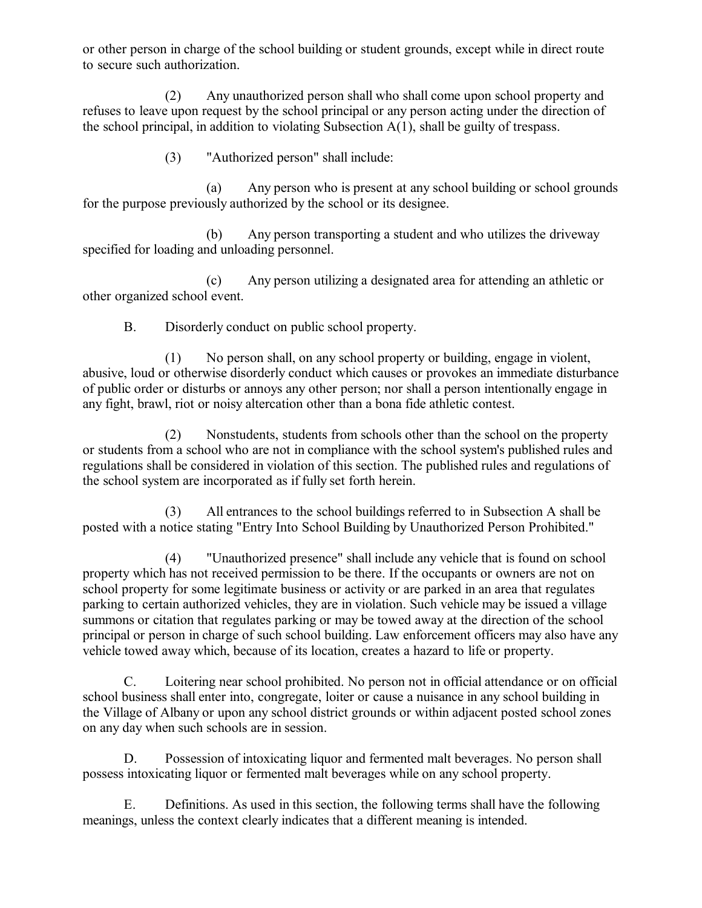or other person in charge of the school building or student grounds, except while in direct route to secure such authorization.

(2) Any unauthorized person shall who shall come upon school property and refuses to leave upon request by the school principal or any person acting under the direction of the school principal, in addition to violating Subsection A(1), shall be guilty of trespass.

(3) "Authorized person" shall include:

(a) Any person who is present at any school building or school grounds for the purpose previously authorized by the school or its designee.

(b) Any person transporting a student and who utilizes the driveway specified for loading and unloading personnel.

(c) Any person utilizing a designated area for attending an athletic or other organized school event.

B. Disorderly conduct on public school property.

(1) No person shall, on any school property or building, engage in violent, abusive, loud or otherwise disorderly conduct which causes or provokes an immediate disturbance of public order or disturbs or annoys any other person; nor shall a person intentionally engage in any fight, brawl, riot or noisy altercation other than a bona fide athletic contest.

(2) Nonstudents, students from schools other than the school on the property or students from a school who are not in compliance with the school system's published rules and regulations shall be considered in violation of this section. The published rules and regulations of the school system are incorporated as if fully set forth herein.

(3) All entrances to the school buildings referred to in Subsection A shall be posted with a notice stating "Entry Into School Building by Unauthorized Person Prohibited."

(4) "Unauthorized presence" shall include any vehicle that is found on school property which has not received permission to be there. If the occupants or owners are not on school property for some legitimate business or activity or are parked in an area that regulates parking to certain authorized vehicles, they are in violation. Such vehicle may be issued a village summons or citation that regulates parking or may be towed away at the direction of the school principal or person in charge of such school building. Law enforcement officers may also have any vehicle towed away which, because of its location, creates a hazard to life or property.

C. Loitering near school prohibited. No person not in official attendance or on official school business shall enter into, congregate, loiter or cause a nuisance in any school building in the Village of Albany or upon any school district grounds or within adjacent posted school zones on any day when such schools are in session.

D. Possession of intoxicating liquor and fermented malt beverages. No person shall possess intoxicating liquor or fermented malt beverages while on any school property.

E. Definitions. As used in this section, the following terms shall have the following meanings, unless the context clearly indicates that a different meaning is intended.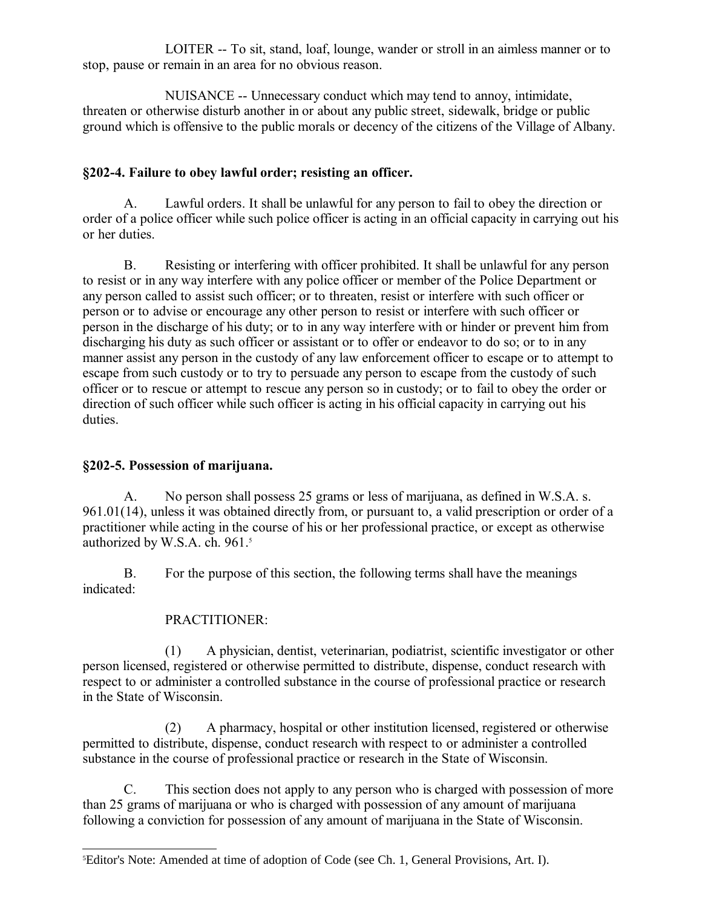LOITER -- To sit, stand, loaf, lounge, wander or stroll in an aimless manner or to stop, pause or remain in an area for no obvious reason.

NUISANCE -- Unnecessary conduct which may tend to annoy, intimidate, threaten or otherwise disturb another in or about any public street, sidewalk, bridge or public ground which is offensive to the public morals or decency of the citizens of the Village of Albany.

### §202-4. Failure to obey lawful order; resisting an officer.

A. Lawful orders. It shall be unlawful for any person to fail to obey the direction or order of a police officer while such police officer is acting in an official capacity in carrying out his or her duties.

B. Resisting or interfering with officer prohibited. It shall be unlawful for any person to resist or in any way interfere with any police officer or member of the Police Department or any person called to assist such officer; or to threaten, resist or interfere with such officer or person or to advise or encourage any other person to resist or interfere with such officer or person in the discharge of his duty; or to in any way interfere with or hinder or prevent him from discharging his duty as such officer or assistant or to offer or endeavor to do so; or to in any manner assist any person in the custody of any law enforcement officer to escape or to attempt to escape from such custody or to try to persuade any person to escape from the custody of such officer or to rescue or attempt to rescue any person so in custody; or to fail to obey the order or direction of such officer while such officer is acting in his official capacity in carrying out his duties.

### §202-5. Possession of marijuana.

A. No person shall possess 25 grams or less of marijuana, as defined in W.S.A. s. 961.01(14), unless it was obtained directly from, or pursuant to, a valid prescription or order of a practitioner while acting in the course of his or her professional practice, or except as otherwise authorized by W.S.A. ch. 961.[5]

B. For the purpose of this section, the following terms shall have the meanings indicated:

PRACTITIONER:

(1) A physician, dentist, veterinarian, podiatrist, scientific investigator or other person licensed, registered or otherwise permitted to distribute, dispense, conduct research with respect to or administer a controlled substance in the course of professional practice or research in the State of Wisconsin.

(2) A pharmacy, hospital or other institution licensed, registered or otherwise permitted to distribute, dispense, conduct research with respect to or administer a controlled substance in the course of professional practice or research in the State of Wisconsin.

C. This section does not apply to any person who is charged with possession of more than 25 grams of marijuana or who is charged with possession of any amount of marijuana following a conviction for possession of any amount of marijuana in the State of Wisconsin.

---

[5] Editor's Note: Amended at time of adoption of Code (see Ch. 1, General Provisions, Art. I).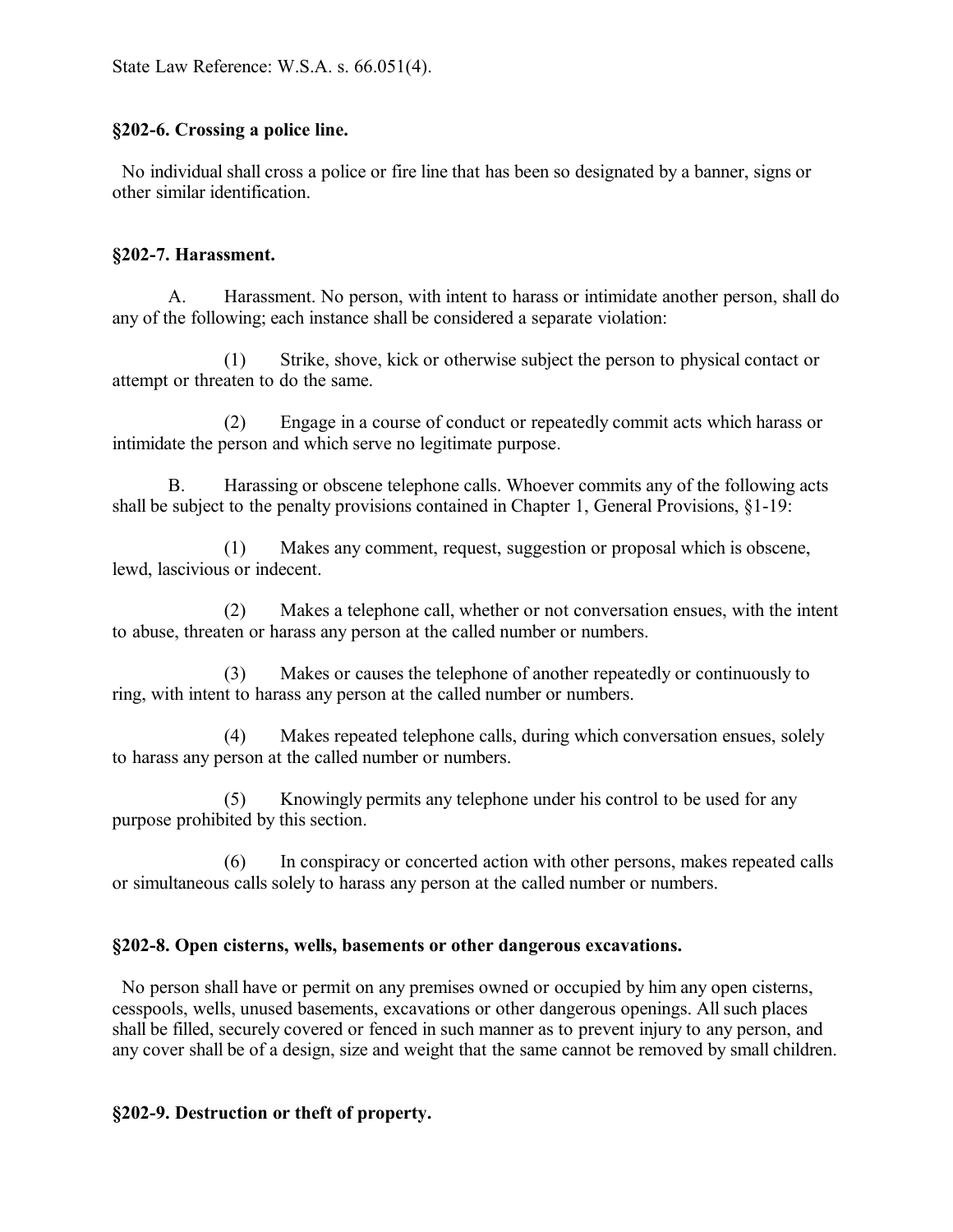State Law Reference: W.S.A. s. 66.051(4).

### §202-6. Crossing a police line.

No individual shall cross a police or fire line that has been so designated by a banner, signs or other similar identification.

### §202-7. Harassment.

A. Harassment. No person, with intent to harass or intimidate another person, shall do any of the following; each instance shall be considered a separate violation:

(1) Strike, shove, kick or otherwise subject the person to physical contact or attempt or threaten to do the same.

(2) Engage in a course of conduct or repeatedly commit acts which harass or intimidate the person and which serve no legitimate purpose.

B. Harassing or obscene telephone calls. Whoever commits any of the following acts shall be subject to the penalty provisions contained in Chapter 1, General Provisions, §1-19:

(1) Makes any comment, request, suggestion or proposal which is obscene, lewd, lascivious or indecent.

(2) Makes a telephone call, whether or not conversation ensues, with the intent to abuse, threaten or harass any person at the called number or numbers.

(3) Makes or causes the telephone of another repeatedly or continuously to ring, with intent to harass any person at the called number or numbers.

(4) Makes repeated telephone calls, during which conversation ensues, solely to harass any person at the called number or numbers.

(5) Knowingly permits any telephone under his control to be used for any purpose prohibited by this section.

(6) In conspiracy or concerted action with other persons, makes repeated calls or simultaneous calls solely to harass any person at the called number or numbers.

### §202-8. Open cisterns, wells, basements or other dangerous excavations.

No person shall have or permit on any premises owned or occupied by him any open cisterns, cesspools, wells, unused basements, excavations or other dangerous openings. All such places shall be filled, securely covered or fenced in such manner as to prevent injury to any person, and any cover shall be of a design, size and weight that the same cannot be removed by small children.

### §202-9. Destruction or theft of property.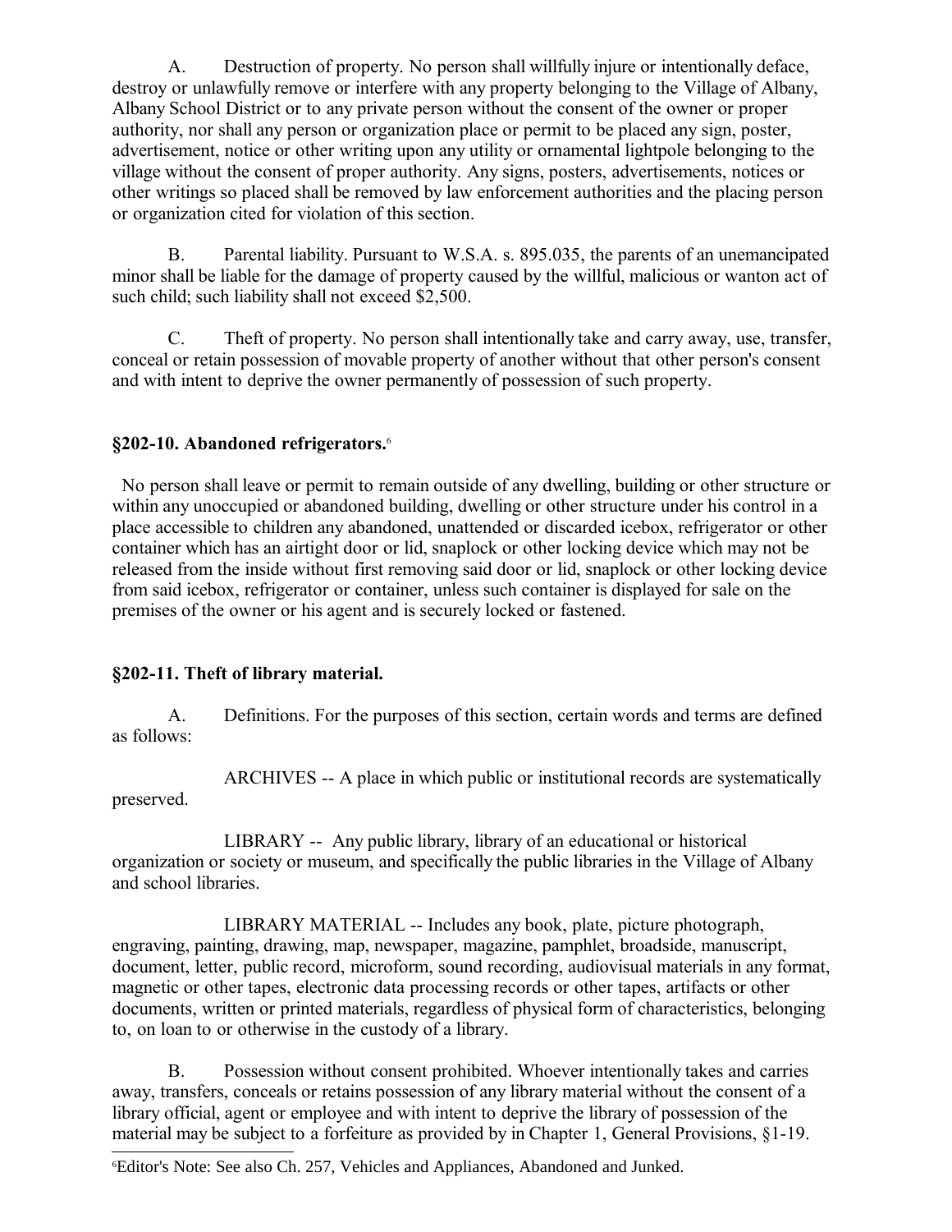A. Destruction of property. No person shall willfully injure or intentionally deface, destroy or unlawfully remove or interfere with any property belonging to the Village of Albany, Albany School District or to any private person without the consent of the owner or proper authority, nor shall any person or organization place or permit to be placed any sign, poster, advertisement, notice or other writing upon any utility or ornamental lightpole belonging to the village without the consent of proper authority. Any signs, posters, advertisements, notices or other writings so placed shall be removed by law enforcement authorities and the placing person or organization cited for violation of this section.

B. Parental liability. Pursuant to W.S.A. s. 895.035, the parents of an unemancipated minor shall be liable for the damage of property caused by the willful, malicious or wanton act of such child; such liability shall not exceed $2,500.

C. Theft of property. No person shall intentionally take and carry away, use, transfer, conceal or retain possession of movable property of another without that other person's consent and with intent to deprive the owner permanently of possession of such property.

### §202-10. Abandoned refrigerators.[6]

No person shall leave or permit to remain outside of any dwelling, building or other structure or within any unoccupied or abandoned building, dwelling or other structure under his control in a place accessible to children any abandoned, unattended or discarded icebox, refrigerator or other container which has an airtight door or lid, snaplock or other locking device which may not be released from the inside without first removing said door or lid, snaplock or other locking device from said icebox, refrigerator or container, unless such container is displayed for sale on the premises of the owner or his agent and is securely locked or fastened.

### §202-11. Theft of library material.

A. Definitions. For the purposes of this section, certain words and terms are defined as follows:

ARCHIVES -- A place in which public or institutional records are systematically preserved.

LIBRARY -- Any public library, library of an educational or historical organization or society or museum, and specifically the public libraries in the Village of Albany and school libraries.

LIBRARY MATERIAL -- Includes any book, plate, picture photograph, engraving, painting, drawing, map, newspaper, magazine, pamphlet, broadside, manuscript, document, letter, public record, microform, sound recording, audiovisual materials in any format, magnetic or other tapes, electronic data processing records or other tapes, artifacts or other documents, written or printed materials, regardless of physical form of characteristics, belonging to, on loan to or otherwise in the custody of a library.

B. Possession without consent prohibited. Whoever intentionally takes and carries away, transfers, conceals or retains possession of any library material without the consent of a library official, agent or employee and with intent to deprive the library of possession of the material may be subject to a forfeiture as provided by in Chapter 1, General Provisions, §1-19.

[6] Editor's Note: See also Ch. 257, Vehicles and Appliances, Abandoned and Junked.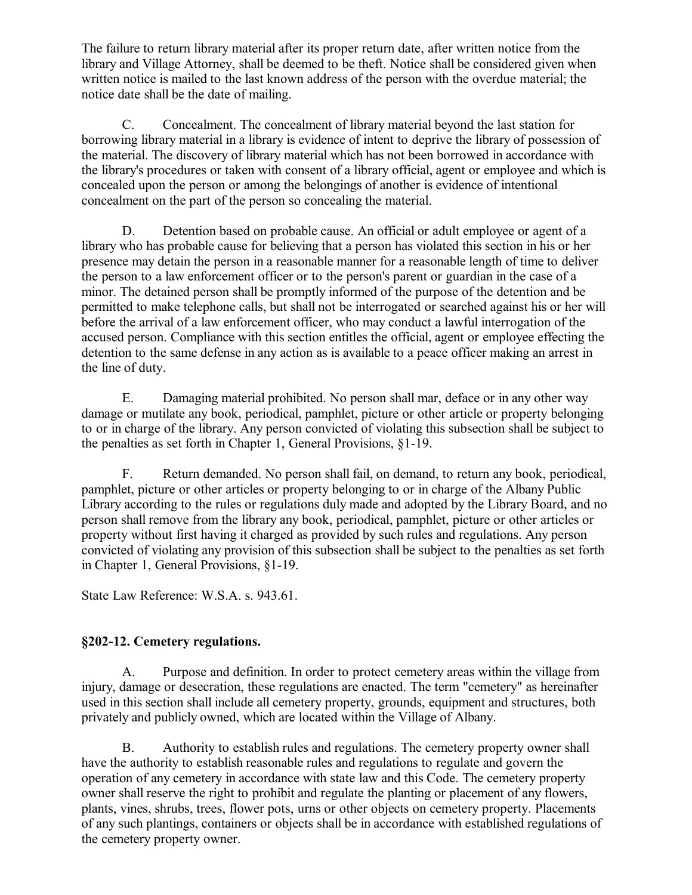The failure to return library material after its proper return date, after written notice from the library and Village Attorney, shall be deemed to be theft. Notice shall be considered given when written notice is mailed to the last known address of the person with the overdue material; the notice date shall be the date of mailing.

C. Concealment. The concealment of library material beyond the last station for borrowing library material in a library is evidence of intent to deprive the library of possession of the material. The discovery of library material which has not been borrowed in accordance with the library's procedures or taken with consent of a library official, agent or employee and which is concealed upon the person or among the belongings of another is evidence of intentional concealment on the part of the person so concealing the material.

D. Detention based on probable cause. An official or adult employee or agent of a library who has probable cause for believing that a person has violated this section in his or her presence may detain the person in a reasonable manner for a reasonable length of time to deliver the person to a law enforcement officer or to the person's parent or guardian in the case of a minor. The detained person shall be promptly informed of the purpose of the detention and be permitted to make telephone calls, but shall not be interrogated or searched against his or her will before the arrival of a law enforcement officer, who may conduct a lawful interrogation of the accused person. Compliance with this section entitles the official, agent or employee effecting the detention to the same defense in any action as is available to a peace officer making an arrest in the line of duty.

E. Damaging material prohibited. No person shall mar, deface or in any other way damage or mutilate any book, periodical, pamphlet, picture or other article or property belonging to or in charge of the library. Any person convicted of violating this subsection shall be subject to the penalties as set forth in Chapter 1, General Provisions, §1-19.

F. Return demanded. No person shall fail, on demand, to return any book, periodical, pamphlet, picture or other articles or property belonging to or in charge of the Albany Public Library according to the rules or regulations duly made and adopted by the Library Board, and no person shall remove from the library any book, periodical, pamphlet, picture or other articles or property without first having it charged as provided by such rules and regulations. Any person convicted of violating any provision of this subsection shall be subject to the penalties as set forth in Chapter 1, General Provisions, §1-19.

State Law Reference: W.S.A. s. 943.61.

### §202-12. Cemetery regulations.

A. Purpose and definition. In order to protect cemetery areas within the village from injury, damage or desecration, these regulations are enacted. The term "cemetery" as hereinafter used in this section shall include all cemetery property, grounds, equipment and structures, both privately and publicly owned, which are located within the Village of Albany.

B. Authority to establish rules and regulations. The cemetery property owner shall have the authority to establish reasonable rules and regulations to regulate and govern the operation of any cemetery in accordance with state law and this Code. The cemetery property owner shall reserve the right to prohibit and regulate the planting or placement of any flowers, plants, vines, shrubs, trees, flower pots, urns or other objects on cemetery property. Placements of any such plantings, containers or objects shall be in accordance with established regulations of the cemetery property owner.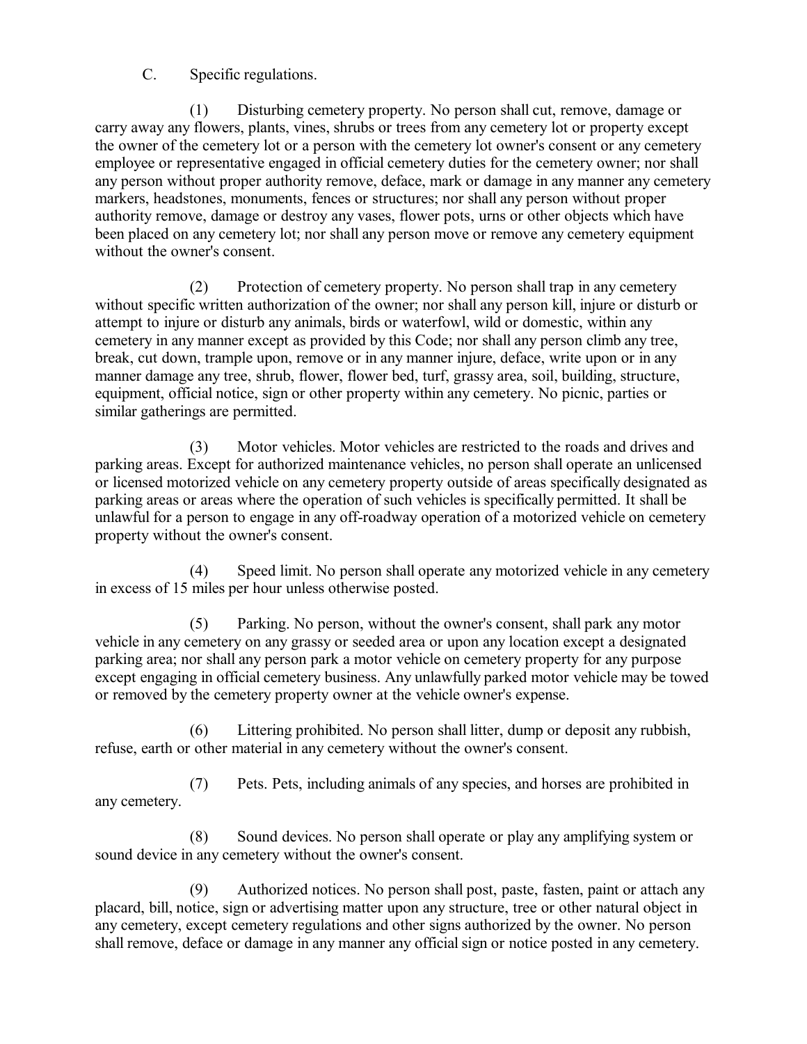C. Specific regulations.

(1) Disturbing cemetery property. No person shall cut, remove, damage or carry away any flowers, plants, vines, shrubs or trees from any cemetery lot or property except the owner of the cemetery lot or a person with the cemetery lot owner's consent or any cemetery employee or representative engaged in official cemetery duties for the cemetery owner; nor shall any person without proper authority remove, deface, mark or damage in any manner any cemetery markers, headstones, monuments, fences or structures; nor shall any person without proper authority remove, damage or destroy any vases, flower pots, urns or other objects which have been placed on any cemetery lot; nor shall any person move or remove any cemetery equipment without the owner's consent.

(2) Protection of cemetery property. No person shall trap in any cemetery without specific written authorization of the owner; nor shall any person kill, injure or disturb or attempt to injure or disturb any animals, birds or waterfowl, wild or domestic, within any cemetery in any manner except as provided by this Code; nor shall any person climb any tree, break, cut down, trample upon, remove or in any manner injure, deface, write upon or in any manner damage any tree, shrub, flower, flower bed, turf, grassy area, soil, building, structure, equipment, official notice, sign or other property within any cemetery. No picnic, parties or similar gatherings are permitted.

(3) Motor vehicles. Motor vehicles are restricted to the roads and drives and parking areas. Except for authorized maintenance vehicles, no person shall operate an unlicensed or licensed motorized vehicle on any cemetery property outside of areas specifically designated as parking areas or areas where the operation of such vehicles is specifically permitted. It shall be unlawful for a person to engage in any off-roadway operation of a motorized vehicle on cemetery property without the owner's consent.

(4) Speed limit. No person shall operate any motorized vehicle in any cemetery in excess of 15 miles per hour unless otherwise posted.

(5) Parking. No person, without the owner's consent, shall park any motor vehicle in any cemetery on any grassy or seeded area or upon any location except a designated parking area; nor shall any person park a motor vehicle on cemetery property for any purpose except engaging in official cemetery business. Any unlawfully parked motor vehicle may be towed or removed by the cemetery property owner at the vehicle owner's expense.

(6) Littering prohibited. No person shall litter, dump or deposit any rubbish, refuse, earth or other material in any cemetery without the owner's consent.

(7) Pets. Pets, including animals of any species, and horses are prohibited in any cemetery.

(8) Sound devices. No person shall operate or play any amplifying system or sound device in any cemetery without the owner's consent.

(9) Authorized notices. No person shall post, paste, fasten, paint or attach any placard, bill, notice, sign or advertising matter upon any structure, tree or other natural object in any cemetery, except cemetery regulations and other signs authorized by the owner. No person shall remove, deface or damage in any manner any official sign or notice posted in any cemetery.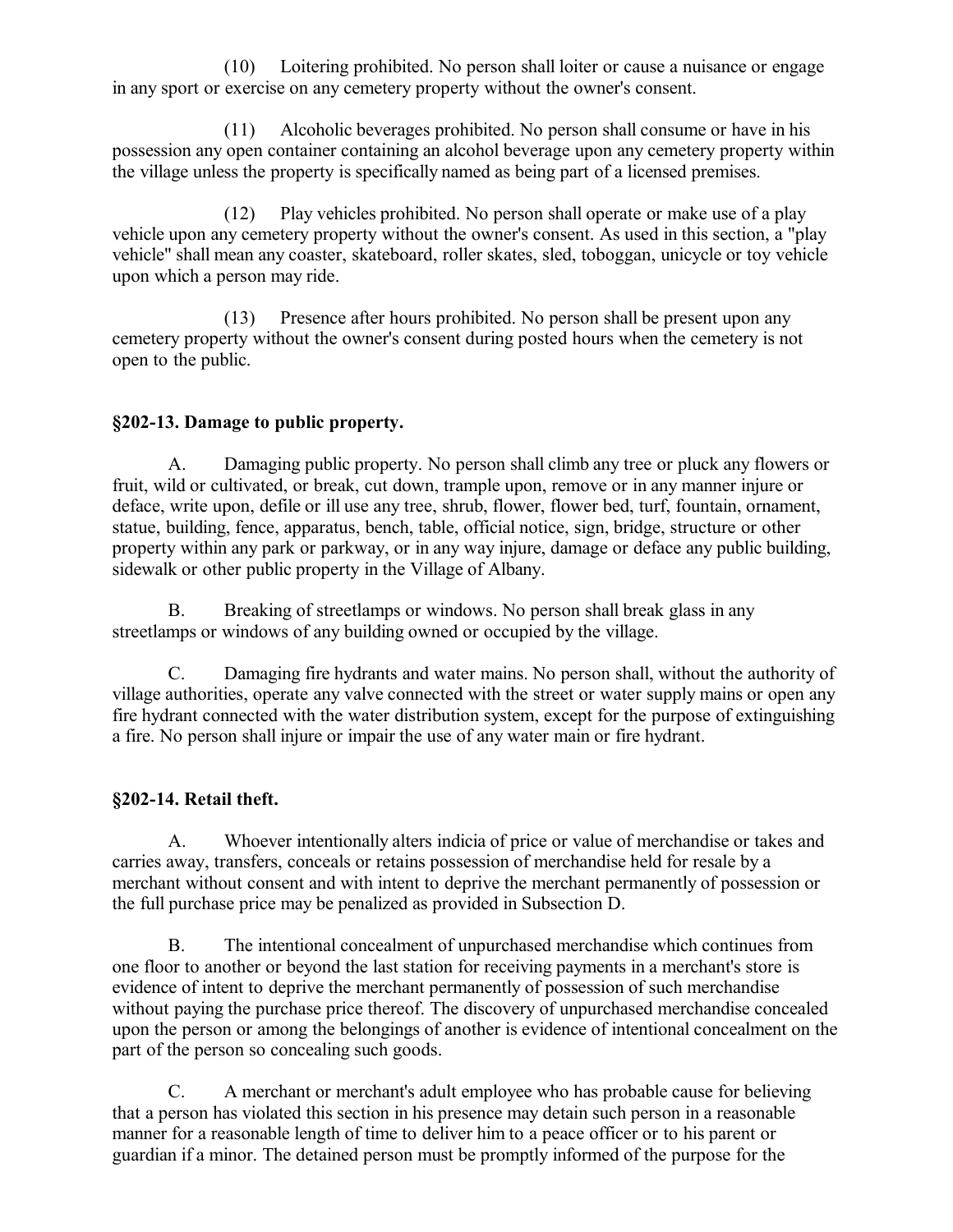(10) Loitering prohibited. No person shall loiter or cause a nuisance or engage in any sport or exercise on any cemetery property without the owner's consent.

(11) Alcoholic beverages prohibited. No person shall consume or have in his possession any open container containing an alcohol beverage upon any cemetery property within the village unless the property is specifically named as being part of a licensed premises.

(12) Play vehicles prohibited. No person shall operate or make use of a play vehicle upon any cemetery property without the owner's consent. As used in this section, a "play vehicle" shall mean any coaster, skateboard, roller skates, sled, toboggan, unicycle or toy vehicle upon which a person may ride.

(13) Presence after hours prohibited. No person shall be present upon any cemetery property without the owner's consent during posted hours when the cemetery is not open to the public.

### §202-13. Damage to public property.

A. Damaging public property. No person shall climb any tree or pluck any flowers or fruit, wild or cultivated, or break, cut down, trample upon, remove or in any manner injure or deface, write upon, defile or ill use any tree, shrub, flower, flower bed, turf, fountain, ornament, statue, building, fence, apparatus, bench, table, official notice, sign, bridge, structure or other property within any park or parkway, or in any way injure, damage or deface any public building, sidewalk or other public property in the Village of Albany.

B. Breaking of streetlamps or windows. No person shall break glass in any streetlamps or windows of any building owned or occupied by the village.

C. Damaging fire hydrants and water mains. No person shall, without the authority of village authorities, operate any valve connected with the street or water supply mains or open any fire hydrant connected with the water distribution system, except for the purpose of extinguishing a fire. No person shall injure or impair the use of any water main or fire hydrant.

### §202-14. Retail theft.

A. Whoever intentionally alters indicia of price or value of merchandise or takes and carries away, transfers, conceals or retains possession of merchandise held for resale by a merchant without consent and with intent to deprive the merchant permanently of possession or the full purchase price may be penalized as provided in Subsection D.

B. The intentional concealment of unpurchased merchandise which continues from one floor to another or beyond the last station for receiving payments in a merchant's store is evidence of intent to deprive the merchant permanently of possession of such merchandise without paying the purchase price thereof. The discovery of unpurchased merchandise concealed upon the person or among the belongings of another is evidence of intentional concealment on the part of the person so concealing such goods.

C. A merchant or merchant's adult employee who has probable cause for believing that a person has violated this section in his presence may detain such person in a reasonable manner for a reasonable length of time to deliver him to a peace officer or to his parent or guardian if a minor. The detained person must be promptly informed of the purpose for the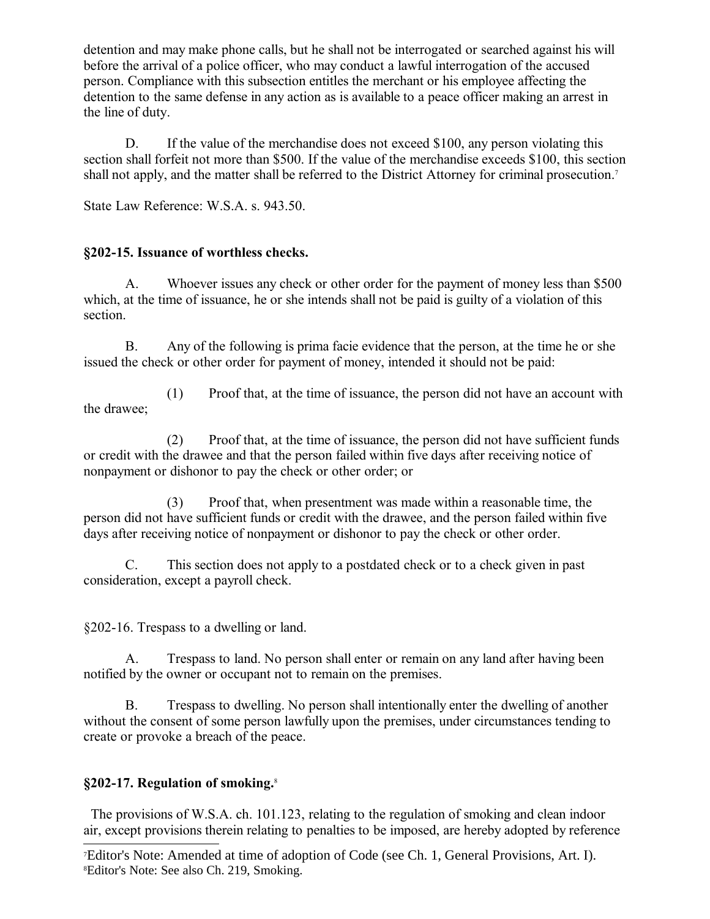detention and may make phone calls, but he shall not be interrogated or searched against his will before the arrival of a police officer, who may conduct a lawful interrogation of the accused person. Compliance with this subsection entitles the merchant or his employee affecting the detention to the same defense in any action as is available to a peace officer making an arrest in the line of duty.

D. If the value of the merchandise does not exceed $100, any person violating this section shall forfeit not more than $500. If the value of the merchandise exceeds $100, this section shall not apply, and the matter shall be referred to the District Attorney for criminal prosecution.[7]

State Law Reference: W.S.A. s. 943.50.

**§202-15. Issuance of worthless checks.**

A. Whoever issues any check or other order for the payment of money less than $500 which, at the time of issuance, he or she intends shall not be paid is guilty of a violation of this section.

B. Any of the following is prima facie evidence that the person, at the time he or she issued the check or other order for payment of money, intended it should not be paid:

(1) Proof that, at the time of issuance, the person did not have an account with the drawee;

(2) Proof that, at the time of issuance, the person did not have sufficient funds or credit with the drawee and that the person failed within five days after receiving notice of nonpayment or dishonor to pay the check or other order; or

(3) Proof that, when presentment was made within a reasonable time, the person did not have sufficient funds or credit with the drawee, and the person failed within five days after receiving notice of nonpayment or dishonor to pay the check or other order.

C. This section does not apply to a postdated check or to a check given in past consideration, except a payroll check.

§202-16. Trespass to a dwelling or land.

A. Trespass to land. No person shall enter or remain on any land after having been notified by the owner or occupant not to remain on the premises.

B. Trespass to dwelling. No person shall intentionally enter the dwelling of another without the consent of some person lawfully upon the premises, under circumstances tending to create or provoke a breach of the peace.

**§202-17. Regulation of smoking.**[8]

The provisions of W.S.A. ch. 101.123, relating to the regulation of smoking and clean indoor air, except provisions therein relating to penalties to be imposed, are hereby adopted by reference

[7] Editor's Note: Amended at time of adoption of Code (see Ch. 1, General Provisions, Art. I).
[8] Editor's Note: See also Ch. 219, Smoking.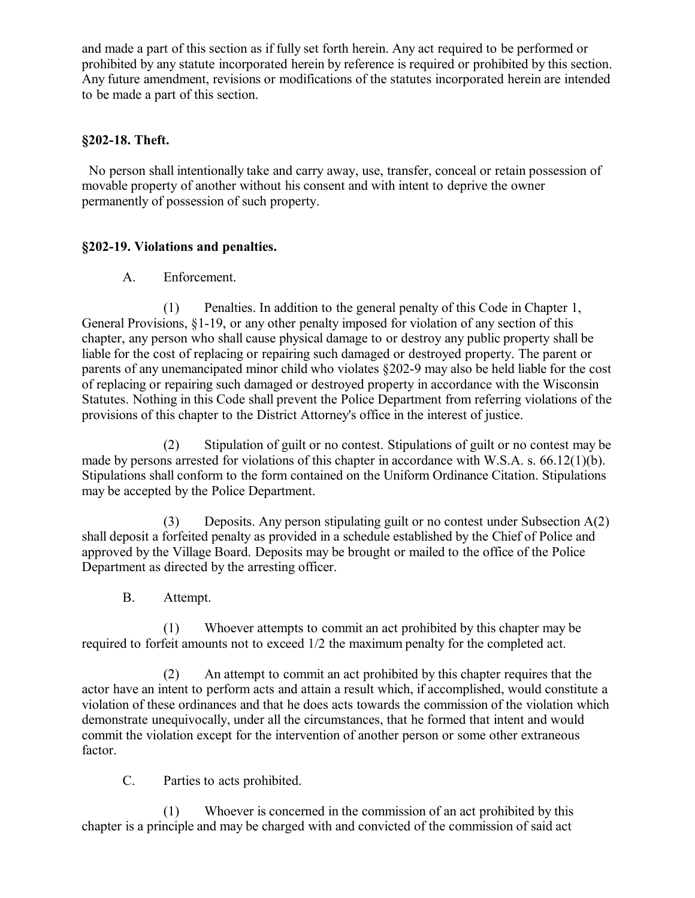and made a part of this section as if fully set forth herein. Any act required to be performed or prohibited by any statute incorporated herein by reference is required or prohibited by this section. Any future amendment, revisions or modifications of the statutes incorporated herein are intended to be made a part of this section.

### §202-18. Theft.

No person shall intentionally take and carry away, use, transfer, conceal or retain possession of movable property of another without his consent and with intent to deprive the owner permanently of possession of such property.

### §202-19. Violations and penalties.

A. Enforcement.

(1) Penalties. In addition to the general penalty of this Code in Chapter 1, General Provisions, §1-19, or any other penalty imposed for violation of any section of this chapter, any person who shall cause physical damage to or destroy any public property shall be liable for the cost of replacing or repairing such damaged or destroyed property. The parent or parents of any unemancipated minor child who violates §202-9 may also be held liable for the cost of replacing or repairing such damaged or destroyed property in accordance with the Wisconsin Statutes. Nothing in this Code shall prevent the Police Department from referring violations of the provisions of this chapter to the District Attorney's office in the interest of justice.

(2) Stipulation of guilt or no contest. Stipulations of guilt or no contest may be made by persons arrested for violations of this chapter in accordance with W.S.A. s. 66.12(1)(b). Stipulations shall conform to the form contained on the Uniform Ordinance Citation. Stipulations may be accepted by the Police Department.

(3) Deposits. Any person stipulating guilt or no contest under Subsection A(2) shall deposit a forfeited penalty as provided in a schedule established by the Chief of Police and approved by the Village Board. Deposits may be brought or mailed to the office of the Police Department as directed by the arresting officer.

B. Attempt.

(1) Whoever attempts to commit an act prohibited by this chapter may be required to forfeit amounts not to exceed 1/2 the maximum penalty for the completed act.

(2) An attempt to commit an act prohibited by this chapter requires that the actor have an intent to perform acts and attain a result which, if accomplished, would constitute a violation of these ordinances and that he does acts towards the commission of the violation which demonstrate unequivocally, under all the circumstances, that he formed that intent and would commit the violation except for the intervention of another person or some other extraneous factor.

C. Parties to acts prohibited.

(1) Whoever is concerned in the commission of an act prohibited by this chapter is a principle and may be charged with and convicted of the commission of said act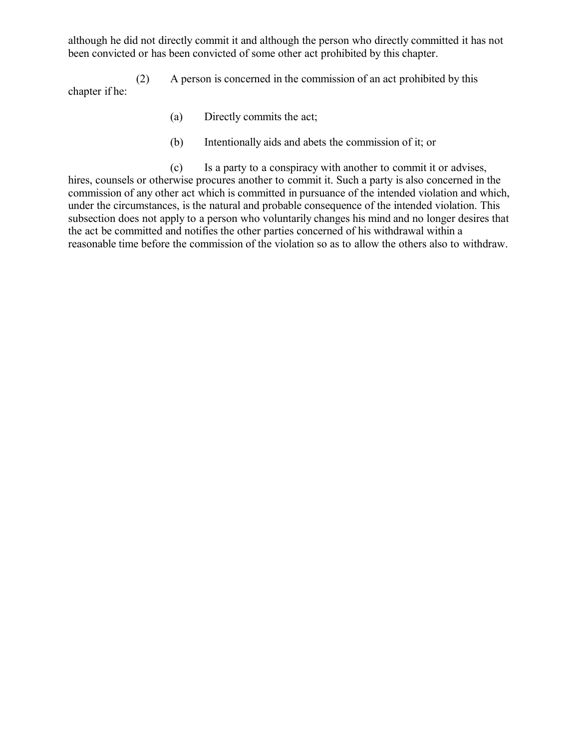although he did not directly commit it and although the person who directly committed it has not been convicted or has been convicted of some other act prohibited by this chapter.

(2) A person is concerned in the commission of an act prohibited by this chapter if he:

(a) Directly commits the act;

(b) Intentionally aids and abets the commission of it; or

(c) Is a party to a conspiracy with another to commit it or advises, hires, counsels or otherwise procures another to commit it. Such a party is also concerned in the commission of any other act which is committed in pursuance of the intended violation and which, under the circumstances, is the natural and probable consequence of the intended violation. This subsection does not apply to a person who voluntarily changes his mind and no longer desires that the act be committed and notifies the other parties concerned of his withdrawal within a reasonable time before the commission of the violation so as to allow the others also to withdraw.